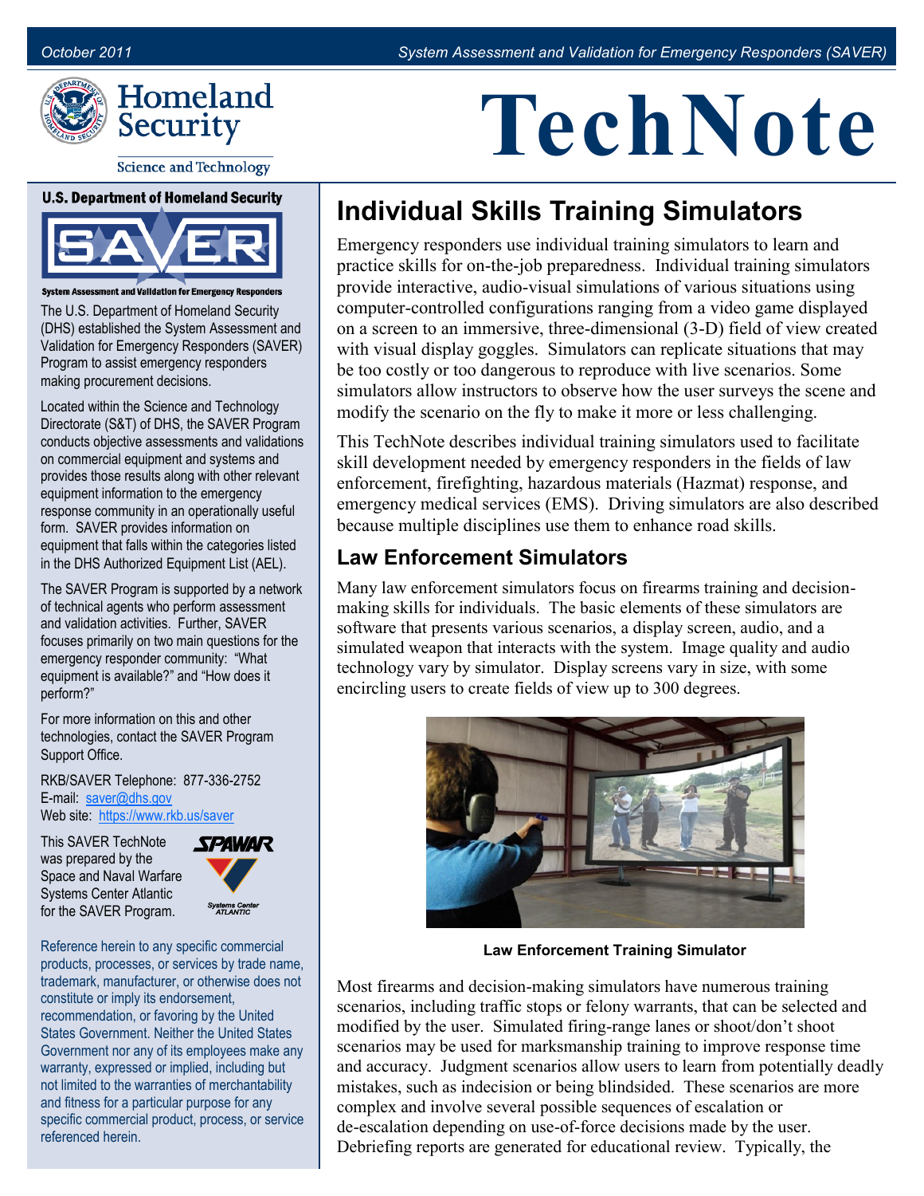October 2011 System Assessment and Validation for Emergency Responders (SAVER)

Homeland Security

Science and Technology

# TechNote

U.S. Department of Homeland Security

SAVER

System Assessment and Validation for Emergency Responders

The U.S. Department of Homeland Security (DHS) established the System Assessment and Validation for Emergency Responders (SAVER) Program to assist emergency responders making procurement decisions.

Located within the Science and Technology Directorate (S&T) of DHS, the SAVER Program conducts objective assessments and validations on commercial equipment and systems and provides those results along with other relevant equipment information to the emergency response community in an operationally useful form. SAVER provides information on equipment that falls within the categories listed in the DHS Authorized Equipment List (AEL).

The SAVER Program is supported by a network of technical agents who perform assessment and validation activities. Further, SAVER focuses primarily on two main questions for the emergency responder community: "What equipment is available?" and "How does it perform?"

For more information on this and other technologies, contact the SAVER Program Support Office.

RKB/SAVER Telephone: 877-336-2752
E-mail: saver@dhs.gov
Web site: https://www.rkb.us/saver

This SAVER TechNote was prepared by the Space and Naval Warfare Systems Center Atlantic for the SAVER Program.

SPAWAR Systems Center ATLANTIC

Reference herein to any specific commercial products, processes, or services by trade name, trademark, manufacturer, or otherwise does not constitute or imply its endorsement, recommendation, or favoring by the United States Government. Neither the United States Government nor any of its employees make any warranty, expressed or implied, including but not limited to the warranties of merchantability and fitness for a particular purpose for any specific commercial product, process, or service referenced herein.

## Individual Skills Training Simulators

Emergency responders use individual training simulators to learn and practice skills for on-the-job preparedness. Individual training simulators provide interactive, audio-visual simulations of various situations using computer-controlled configurations ranging from a video game displayed on a screen to an immersive, three-dimensional (3-D) field of view created with visual display goggles. Simulators can replicate situations that may be too costly or too dangerous to reproduce with live scenarios. Some simulators allow instructors to observe how the user surveys the scene and modify the scenario on the fly to make it more or less challenging.

This TechNote describes individual training simulators used to facilitate skill development needed by emergency responders in the fields of law enforcement, firefighting, hazardous materials (Hazmat) response, and emergency medical services (EMS). Driving simulators are also described because multiple disciplines use them to enhance road skills.

### Law Enforcement Simulators

Many law enforcement simulators focus on firearms training and decision-making skills for individuals. The basic elements of these simulators are software that presents various scenarios, a display screen, audio, and a simulated weapon that interacts with the system. Image quality and audio technology vary by simulator. Display screens vary in size, with some encircling users to create fields of view up to 300 degrees.

**Law Enforcement Training Simulator**

Most firearms and decision-making simulators have numerous training scenarios, including traffic stops or felony warrants, that can be selected and modified by the user. Simulated firing-range lanes or shoot/don't shoot scenarios may be used for marksmanship training to improve response time and accuracy. Judgment scenarios allow users to learn from potentially deadly mistakes, such as indecision or being blindsided. These scenarios are more complex and involve several possible sequences of escalation or de-escalation depending on use-of-force decisions made by the user. Debriefing reports are generated for educational review. Typically, the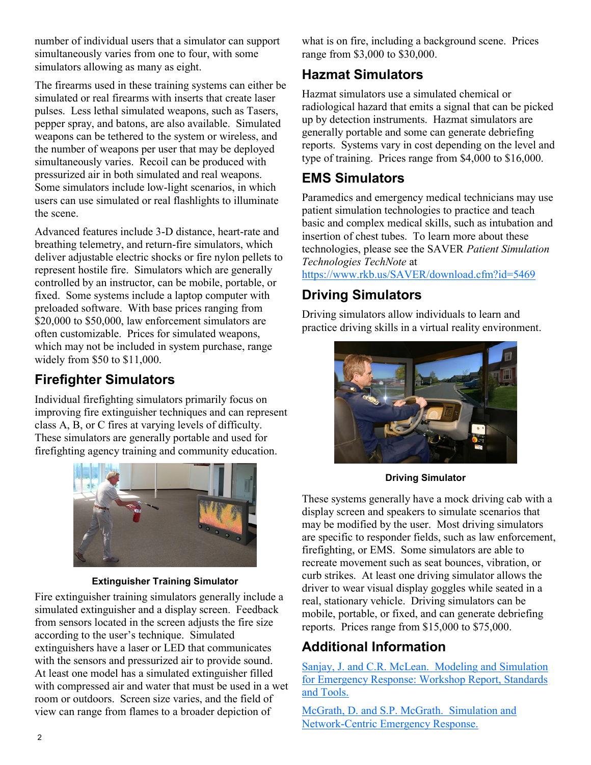number of individual users that a simulator can support simultaneously varies from one to four, with some simulators allowing as many as eight.

The firearms used in these training systems can either be simulated or real firearms with inserts that create laser pulses. Less lethal simulated weapons, such as Tasers, pepper spray, and batons, are also available. Simulated weapons can be tethered to the system or wireless, and the number of weapons per user that may be deployed simultaneously varies. Recoil can be produced with pressurized air in both simulated and real weapons. Some simulators include low-light scenarios, in which users can use simulated or real flashlights to illuminate the scene.

Advanced features include 3-D distance, heart-rate and breathing telemetry, and return-fire simulators, which deliver adjustable electric shocks or fire nylon pellets to represent hostile fire. Simulators which are generally controlled by an instructor, can be mobile, portable, or fixed. Some systems include a laptop computer with preloaded software. With base prices ranging from $20,000 to $50,000, law enforcement simulators are often customizable. Prices for simulated weapons, which may not be included in system purchase, range widely from $50 to $11,000.

## Firefighter Simulators

Individual firefighting simulators primarily focus on improving fire extinguisher techniques and can represent class A, B, or C fires at varying levels of difficulty. These simulators are generally portable and used for firefighting agency training and community education.

**Extinguisher Training Simulator**

Fire extinguisher training simulators generally include a simulated extinguisher and a display screen. Feedback from sensors located in the screen adjusts the fire size according to the user's technique. Simulated extinguishers have a laser or LED that communicates with the sensors and pressurized air to provide sound. At least one model has a simulated extinguisher filled with compressed air and water that must be used in a wet room or outdoors. Screen size varies, and the field of view can range from flames to a broader depiction of what is on fire, including a background scene. Prices range from $3,000 to $30,000.

## Hazmat Simulators

Hazmat simulators use a simulated chemical or radiological hazard that emits a signal that can be picked up by detection instruments. Hazmat simulators are generally portable and some can generate debriefing reports. Systems vary in cost depending on the level and type of training. Prices range from $4,000 to $16,000.

## EMS Simulators

Paramedics and emergency medical technicians may use patient simulation technologies to practice and teach basic and complex medical skills, such as intubation and insertion of chest tubes. To learn more about these technologies, please see the SAVER *Patient Simulation Technologies TechNote* at https://www.rkb.us/SAVER/download.cfm?id=5469

## Driving Simulators

Driving simulators allow individuals to learn and practice driving skills in a virtual reality environment.

**Driving Simulator**

These systems generally have a mock driving cab with a display screen and speakers to simulate scenarios that may be modified by the user. Most driving simulators are specific to responder fields, such as law enforcement, firefighting, or EMS. Some simulators are able to recreate movement such as seat bounces, vibration, or curb strikes. At least one driving simulator allows the driver to wear visual display goggles while seated in a real, stationary vehicle. Driving simulators can be mobile, portable, or fixed, and can generate debriefing reports. Prices range from $15,000 to $75,000.

## Additional Information

Sanjay, J. and C.R. McLean. Modeling and Simulation for Emergency Response: Workshop Report, Standards and Tools.

McGrath, D. and S.P. McGrath. Simulation and Network-Centric Emergency Response.